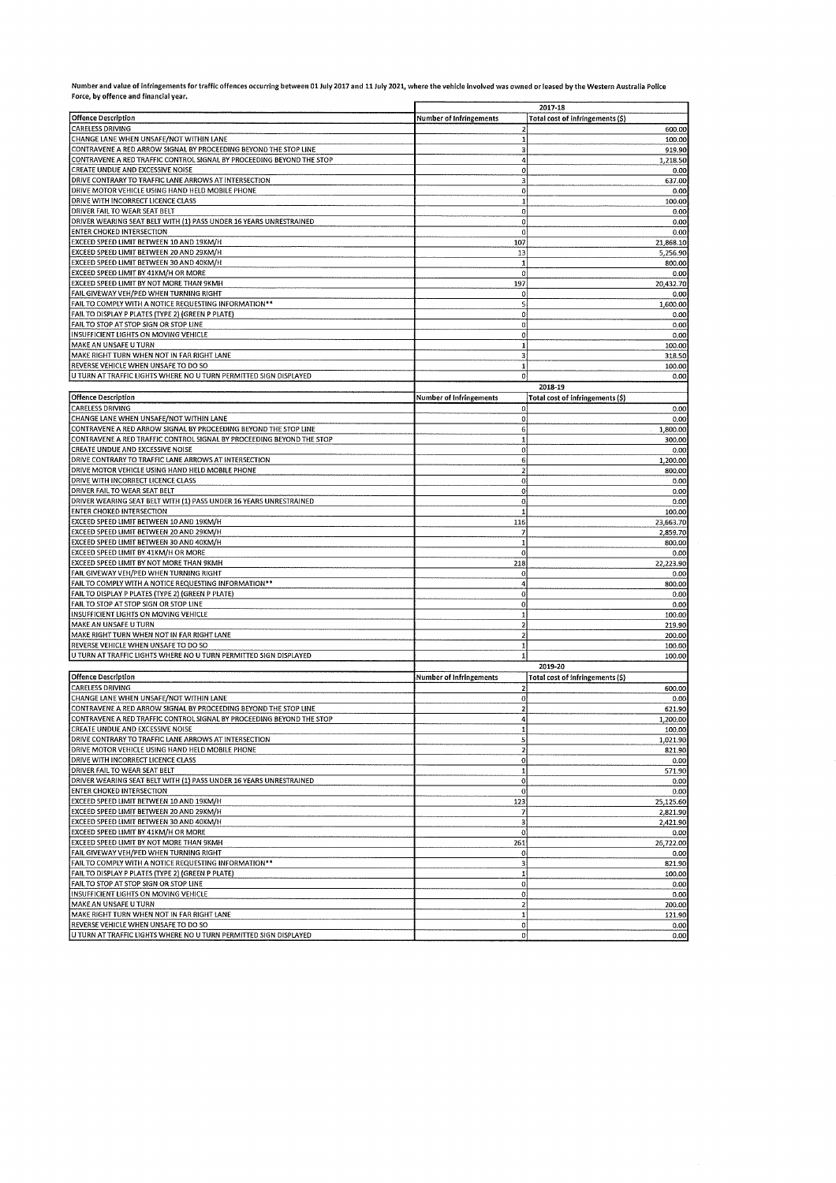Number and value of infringements for traffic offences occurring between 01 July 2017 and 11 July 2021, where the vehicle involved was owned or leased by the Western Australia Police Force, by offence and financial year.

| | 2017-18 | |
|---|---|---|
| Offence Description | Number of Infringements | Total cost of infringements ($) |
| CARELESS DRIVING | 2 | 600.00 |
| CHANGE LANE WHEN UNSAFE/NOT WITHIN LANE | 1 | 100.00 |
| CONTRAVENE A RED ARROW SIGNAL BY PROCEEDING BEYOND THE STOP LINE | 3 | 919.90 |
| CONTRAVENE A RED TRAFFIC CONTROL SIGNAL BY PROCEEDING BEYOND THE STOP | 4 | 1,218.50 |
| CREATE UNDUE AND EXCESSIVE NOISE | 0 | 0.00 |
| DRIVE CONTRARY TO TRAFFIC LANE ARROWS AT INTERSECTION | 3 | 637.00 |
| DRIVE MOTOR VEHICLE USING HAND HELD MOBILE PHONE | 0 | 0.00 |
| DRIVE WITH INCORRECT LICENCE CLASS | 1 | 100.00 |
| DRIVER FAIL TO WEAR SEAT BELT | 0 | 0.00 |
| DRIVER WEARING SEAT BELT WITH (1) PASS UNDER 16 YEARS UNRESTRAINED | 0 | 0.00 |
| ENTER CHOKED INTERSECTION | 0 | 0.00 |
| EXCEED SPEED LIMIT BETWEEN 10 AND 19KM/H | 107 | 21,868.10 |
| EXCEED SPEED LIMIT BETWEEN 20 AND 29KM/H | 13 | 5,256.90 |
| EXCEED SPEED LIMIT BETWEEN 30 AND 40KM/H | 1 | 800.00 |
| EXCEED SPEED LIMIT BY 41KM/H OR MORE | 0 | 0.00 |
| EXCEED SPEED LIMIT BY NOT MORE THAN 9KMH | 197 | 20,432.70 |
| FAIL GIVEWAY VEH/PED WHEN TURNING RIGHT | 0 | 0.00 |
| FAIL TO COMPLY WITH A NOTICE REQUESTING INFORMATION** | 5 | 1,600.00 |
| FAIL TO DISPLAY P PLATES (TYPE 2) (GREEN P PLATE) | 0 | 0.00 |
| FAIL TO STOP AT STOP SIGN OR STOP LINE | 0 | 0.00 |
| INSUFFICIENT LIGHTS ON MOVING VEHICLE | 0 | 0.00 |
| MAKE AN UNSAFE U TURN | 1 | 100.00 |
| MAKE RIGHT TURN WHEN NOT IN FAR RIGHT LANE | 3 | 318.50 |
| REVERSE VEHICLE WHEN UNSAFE TO DO SO | 1 | 100.00 |
| U TURN AT TRAFFIC LIGHTS WHERE NO U TURN PERMITTED SIGN DISPLAYED | 0 | 0.00 |

| | 2018-19 | |
|---|---|---|
| Offence Description | Number of Infringements | Total cost of infringements ($) |
| CARELESS DRIVING | 0 | 0.00 |
| CHANGE LANE WHEN UNSAFE/NOT WITHIN LANE | 0 | 0.00 |
| CONTRAVENE A RED ARROW SIGNAL BY PROCEEDING BEYOND THE STOP LINE | 6 | 1,800.00 |
| CONTRAVENE A RED TRAFFIC CONTROL SIGNAL BY PROCEEDING BEYOND THE STOP | 1 | 300.00 |
| CREATE UNDUE AND EXCESSIVE NOISE | 0 | 0.00 |
| DRIVE CONTRARY TO TRAFFIC LANE ARROWS AT INTERSECTION | 6 | 1,200.00 |
| DRIVE MOTOR VEHICLE USING HAND HELD MOBILE PHONE | 2 | 800.00 |
| DRIVE WITH INCORRECT LICENCE CLASS | 0 | 0.00 |
| DRIVER FAIL TO WEAR SEAT BELT | 0 | 0.00 |
| DRIVER WEARING SEAT BELT WITH (1) PASS UNDER 16 YEARS UNRESTRAINED | 0 | 0.00 |
| ENTER CHOKED INTERSECTION | 1 | 100.00 |
| EXCEED SPEED LIMIT BETWEEN 10 AND 19KM/H | 116 | 23,663.70 |
| EXCEED SPEED LIMIT BETWEEN 20 AND 29KM/H | 7 | 2,859.70 |
| EXCEED SPEED LIMIT BETWEEN 30 AND 40KM/H | 1 | 800.00 |
| EXCEED SPEED LIMIT BY 41KM/H OR MORE | 0 | 0.00 |
| EXCEED SPEED LIMIT BY NOT MORE THAN 9KMH | 218 | 22,223.90 |
| FAIL GIVEWAY VEH/PED WHEN TURNING RIGHT | 0 | 0.00 |
| FAIL TO COMPLY WITH A NOTICE REQUESTING INFORMATION** | 4 | 800.00 |
| FAIL TO DISPLAY P PLATES (TYPE 2) (GREEN P PLATE) | 0 | 0.00 |
| FAIL TO STOP AT STOP SIGN OR STOP LINE | 0 | 0.00 |
| INSUFFICIENT LIGHTS ON MOVING VEHICLE | 1 | 100.00 |
| MAKE AN UNSAFE U TURN | 2 | 219.90 |
| MAKE RIGHT TURN WHEN NOT IN FAR RIGHT LANE | 2 | 200.00 |
| REVERSE VEHICLE WHEN UNSAFE TO DO SO | 1 | 100.00 |
| U TURN AT TRAFFIC LIGHTS WHERE NO U TURN PERMITTED SIGN DISPLAYED | 1 | 100.00 |

| | 2019-20 | |
|---|---|---|
| Offence Description | Number of Infringements | Total cost of infringements ($) |
| CARELESS DRIVING | 2 | 600.00 |
| CHANGE LANE WHEN UNSAFE/NOT WITHIN LANE | 0 | 0.00 |
| CONTRAVENE A RED ARROW SIGNAL BY PROCEEDING BEYOND THE STOP LINE | 2 | 621.90 |
| CONTRAVENE A RED TRAFFIC CONTROL SIGNAL BY PROCEEDING BEYOND THE STOP | 4 | 1,200.00 |
| CREATE UNDUE AND EXCESSIVE NOISE | 1 | 100.00 |
| DRIVE CONTRARY TO TRAFFIC LANE ARROWS AT INTERSECTION | 5 | 1,021.90 |
| DRIVE MOTOR VEHICLE USING HAND HELD MOBILE PHONE | 2 | 821.90 |
| DRIVE WITH INCORRECT LICENCE CLASS | 0 | 0.00 |
| DRIVER FAIL TO WEAR SEAT BELT | 1 | 571.90 |
| DRIVER WEARING SEAT BELT WITH (1) PASS UNDER 16 YEARS UNRESTRAINED | 0 | 0.00 |
| ENTER CHOKED INTERSECTION | 0 | 0.00 |
| EXCEED SPEED LIMIT BETWEEN 10 AND 19KM/H | 123 | 25,125.60 |
| EXCEED SPEED LIMIT BETWEEN 20 AND 29KM/H | 7 | 2,821.90 |
| EXCEED SPEED LIMIT BETWEEN 30 AND 40KM/H | 3 | 2,421.90 |
| EXCEED SPEED LIMIT BY 41KM/H OR MORE | 0 | 0.00 |
| EXCEED SPEED LIMIT BY NOT MORE THAN 9KMH | 261 | 26,722.00 |
| FAIL GIVEWAY VEH/PED WHEN TURNING RIGHT | 0 | 0.00 |
| FAIL TO COMPLY WITH A NOTICE REQUESTING INFORMATION** | 3 | 821.90 |
| FAIL TO DISPLAY P PLATES (TYPE 2) (GREEN P PLATE) | 1 | 100.00 |
| FAIL TO STOP AT STOP SIGN OR STOP LINE | 0 | 0.00 |
| INSUFFICIENT LIGHTS ON MOVING VEHICLE | 0 | 0.00 |
| MAKE AN UNSAFE U TURN | 2 | 200.00 |
| MAKE RIGHT TURN WHEN NOT IN FAR RIGHT LANE | 1 | 121.90 |
| REVERSE VEHICLE WHEN UNSAFE TO DO SO | 0 | 0.00 |
| U TURN AT TRAFFIC LIGHTS WHERE NO U TURN PERMITTED SIGN DISPLAYED | 0 | 0.00 |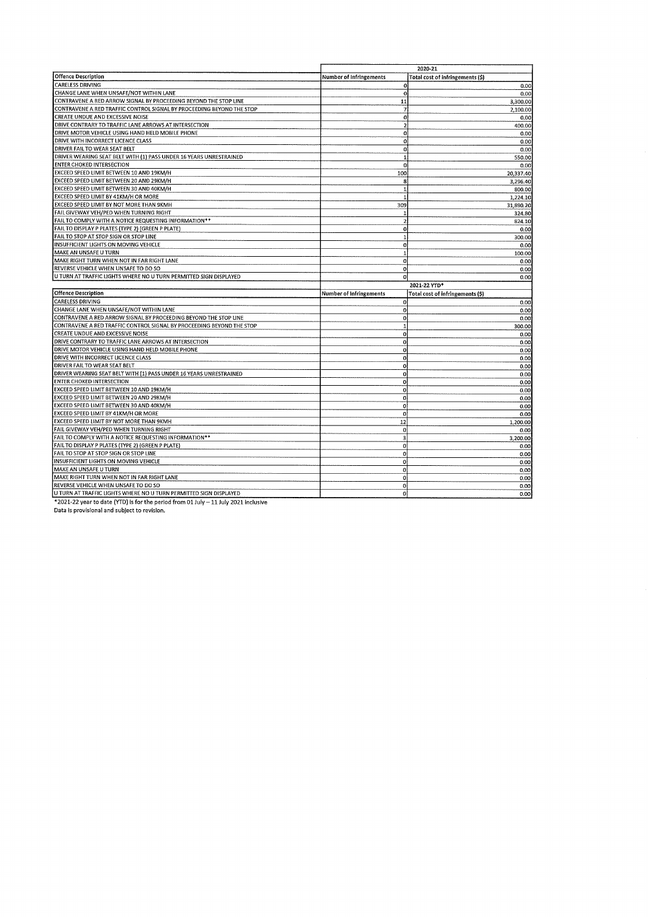| Offence Description | 2020-21 | |
|---|---|---|
| | Number of Infringements | Total cost of infringements ($) |
| CARELESS DRIVING | 0 | 0.00 |
| CHANGE LANE WHEN UNSAFE/NOT WITHIN LANE | 0 | 0.00 |
| CONTRAVENE A RED ARROW SIGNAL BY PROCEEDING BEYOND THE STOP LINE | 11 | 3,300.00 |
| CONTRAVENE A RED TRAFFIC CONTROL SIGNAL BY PROCEEDING BEYOND THE STOP | 7 | 2,100.00 |
| CREATE UNDUE AND EXCESSIVE NOISE | 0 | 0.00 |
| DRIVE CONTRARY TO TRAFFIC LANE ARROWS AT INTERSECTION | 2 | 400.00 |
| DRIVE MOTOR VEHICLE USING HAND HELD MOBILE PHONE | 0 | 0.00 |
| DRIVE WITH INCORRECT LICENCE CLASS | 0 | 0.00 |
| DRIVER FAIL TO WEAR SEAT BELT | 0 | 0.00 |
| DRIVER WEARING SEAT BELT WITH (1) PASS UNDER 16 YEARS UNRESTRAINED | 1 | 550.00 |
| ENTER CHOKED INTERSECTION | 0 | 0.00 |
| EXCEED SPEED LIMIT BETWEEN 10 AND 19KM/H | 100 | 20,337.40 |
| EXCEED SPEED LIMIT BETWEEN 20 AND 29KM/H | 8 | 3,296.40 |
| EXCEED SPEED LIMIT BETWEEN 30 AND 40KM/H | 1 | 800.00 |
| EXCEED SPEED LIMIT BY 41KM/H OR MORE | 1 | 1,224.10 |
| EXCEED SPEED LIMIT BY NOT MORE THAN 9KMH | 309 | 31,890.20 |
| FAIL GIVEWAY VEH/PED WHEN TURNING RIGHT | 1 | 324.80 |
| FAIL TO COMPLY WITH A NOTICE REQUESTING INFORMATION** | 2 | 824.10 |
| FAIL TO DISPLAY P PLATES (TYPE 2) (GREEN P PLATE) | 0 | 0.00 |
| FAIL TO STOP AT STOP SIGN OR STOP LINE | 1 | 300.00 |
| INSUFFICIENT LIGHTS ON MOVING VEHICLE | 0 | 0.00 |
| MAKE AN UNSAFE U TURN | 1 | 100.00 |
| MAKE RIGHT TURN WHEN NOT IN FAR RIGHT LANE | 0 | 0.00 |
| REVERSE VEHICLE WHEN UNSAFE TO DO SO | 0 | 0.00 |
| U TURN AT TRAFFIC LIGHTS WHERE NO U TURN PERMITTED SIGN DISPLAYED | 0 | 0.00 |

| Offence Description | 2021-22 YTD* | |
|---|---|---|
| | Number of Infringements | Total cost of infringements ($) |
| CARELESS DRIVING | 0 | 0.00 |
| CHANGE LANE WHEN UNSAFE/NOT WITHIN LANE | 0 | 0.00 |
| CONTRAVENE A RED ARROW SIGNAL BY PROCEEDING BEYOND THE STOP LINE | 0 | 0.00 |
| CONTRAVENE A RED TRAFFIC CONTROL SIGNAL BY PROCEEDING BEYOND THE STOP | 1 | 300.00 |
| CREATE UNDUE AND EXCESSIVE NOISE | 0 | 0.00 |
| DRIVE CONTRARY TO TRAFFIC LANE ARROWS AT INTERSECTION | 0 | 0.00 |
| DRIVE MOTOR VEHICLE USING HAND HELD MOBILE PHONE | 0 | 0.00 |
| DRIVE WITH INCORRECT LICENCE CLASS | 0 | 0.00 |
| DRIVER FAIL TO WEAR SEAT BELT | 0 | 0.00 |
| DRIVER WEARING SEAT BELT WITH (1) PASS UNDER 16 YEARS UNRESTRAINED | 0 | 0.00 |
| ENTER CHOKED INTERSECTION | 0 | 0.00 |
| EXCEED SPEED LIMIT BETWEEN 10 AND 19KM/H | 0 | 0.00 |
| EXCEED SPEED LIMIT BETWEEN 20 AND 29KM/H | 0 | 0.00 |
| EXCEED SPEED LIMIT BETWEEN 30 AND 40KM/H | 0 | 0.00 |
| EXCEED SPEED LIMIT BY 41KM/H OR MORE | 0 | 0.00 |
| EXCEED SPEED LIMIT BY NOT MORE THAN 9KMH | 12 | 1,200.00 |
| FAIL GIVEWAY VEH/PED WHEN TURNING RIGHT | 0 | 0.00 |
| FAIL TO COMPLY WITH A NOTICE REQUESTING INFORMATION** | 3 | 3,200.00 |
| FAIL TO DISPLAY P PLATES (TYPE 2) (GREEN P PLATE) | 0 | 0.00 |
| FAIL TO STOP AT STOP SIGN OR STOP LINE | 0 | 0.00 |
| INSUFFICIENT LIGHTS ON MOVING VEHICLE | 0 | 0.00 |
| MAKE AN UNSAFE U TURN | 0 | 0.00 |
| MAKE RIGHT TURN WHEN NOT IN FAR RIGHT LANE | 0 | 0.00 |
| REVERSE VEHICLE WHEN UNSAFE TO DO SO | 0 | 0.00 |
| U TURN AT TRAFFIC LIGHTS WHERE NO U TURN PERMITTED SIGN DISPLAYED | 0 | 0.00 |

*2021-22 year to date (YTD) is for the period from 01 July – 11 July 2021 inclusive

Data is provisional and subject to revision.